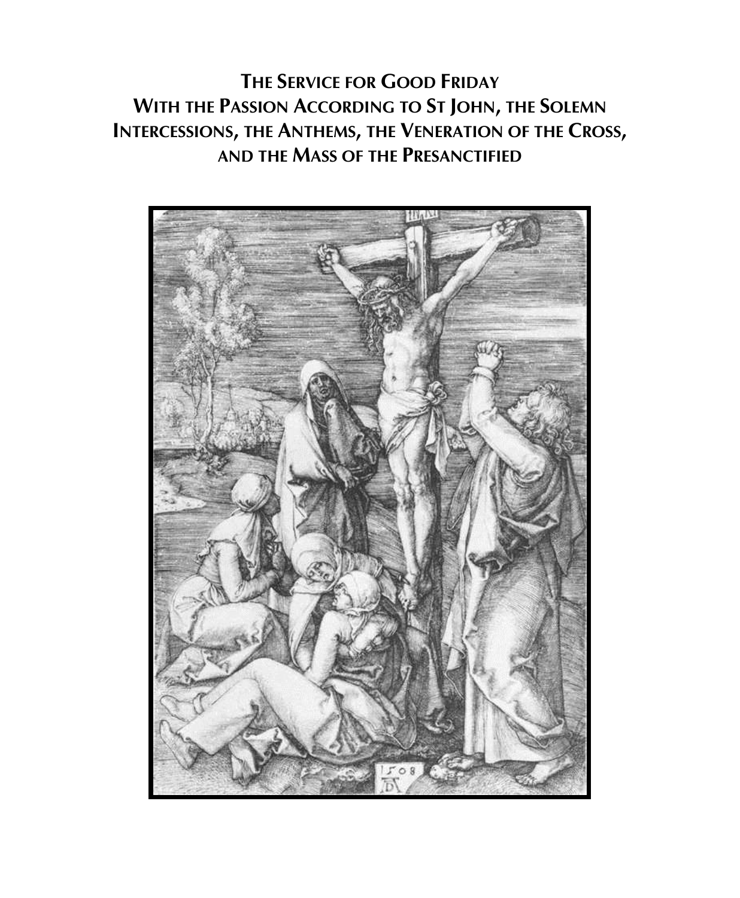# The Service for Good Friday With the Passion According to St John, the Solemn Intercessions, the Anthems, the Veneration of the Cross, and the Mass of the Presanctified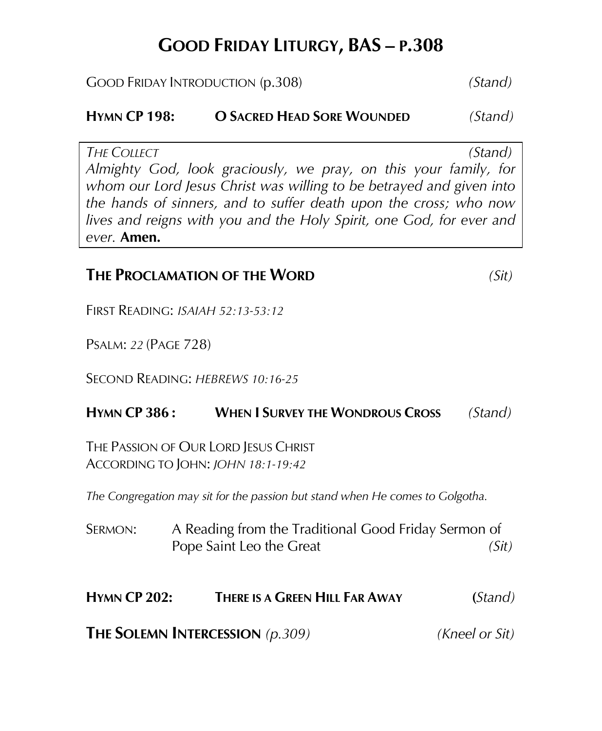# GOOD FRIDAY LITURGY, BAS – P.308

GOOD FRIDAY INTRODUCTION (p.308) *(Stand)*

**HYMN CP 198: O SACRED HEAD SORE WOUNDED** *(Stand)*

*THE COLLECT* *(Stand)*
*Almighty God, look graciously, we pray, on this your family, for whom our Lord Jesus Christ was willing to be betrayed and given into the hands of sinners, and to suffer death upon the cross; who now lives and reigns with you and the Holy Spirit, one God, for ever and ever.* **Amen.**

## THE PROCLAMATION OF THE WORD *(Sit)*

FIRST READING: *ISAIAH 52:13-53:12*

PSALM: *22* (PAGE 728)

SECOND READING: *HEBREWS 10:16-25*

**HYMN CP 386 : WHEN I SURVEY THE WONDROUS CROSS** *(Stand)*

THE PASSION OF OUR LORD JESUS CHRIST
ACCORDING TO JOHN: *JOHN 18:1-19:42*

*The Congregation may sit for the passion but stand when He comes to Golgotha.*

SERMON: A Reading from the Traditional Good Friday Sermon of Pope Saint Leo the Great *(Sit)*

**HYMN CP 202: THERE IS A GREEN HILL FAR AWAY** *(Stand)*

**THE SOLEMN INTERCESSION** *(p.309)* *(Kneel or Sit)*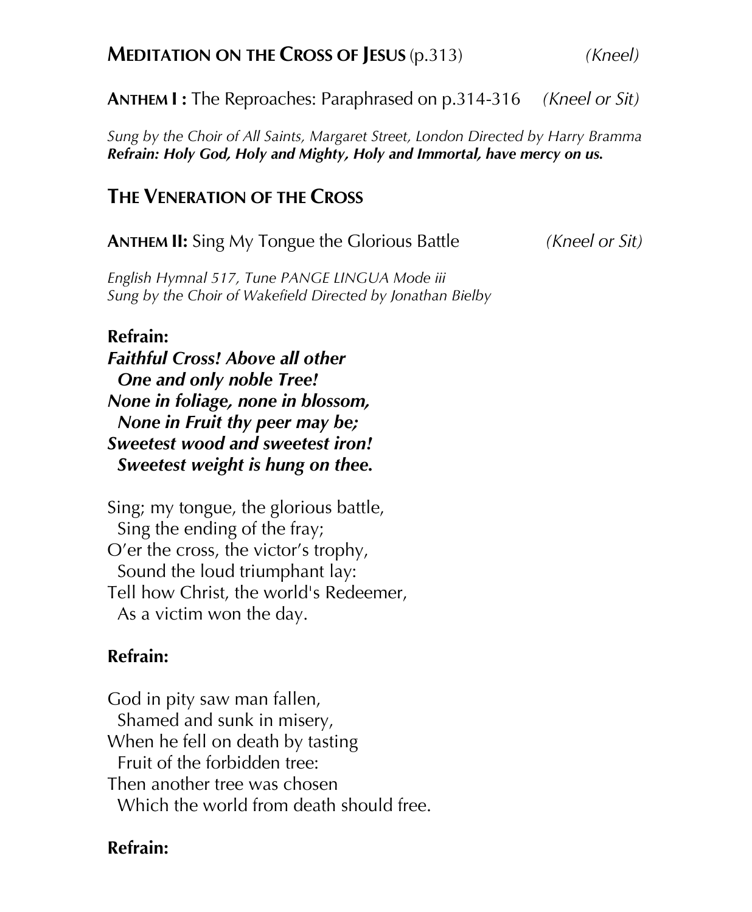## **Meditation on the Cross of Jesus** (p.313) *(Kneel)*

**Anthem I :** The Reproaches: Paraphrased on p.314-316 *(Kneel or Sit)*

*Sung by the Choir of All Saints, Margaret Street, London Directed by Harry Bramma*
***Refrain: Holy God, Holy and Mighty, Holy and Immortal, have mercy on us.***

## **The Veneration of the Cross**

**Anthem II:** Sing My Tongue the Glorious Battle *(Kneel or Sit)*

*English Hymnal 517, Tune PANGE LINGUA Mode iii*
*Sung by the Choir of Wakefield Directed by Jonathan Bielby*

**Refrain:**
***Faithful Cross! Above all other***
***One and only noble Tree!***
***None in foliage, none in blossom,***
***None in Fruit thy peer may be;***
***Sweetest wood and sweetest iron!***
***Sweetest weight is hung on thee.***

Sing; my tongue, the glorious battle,
Sing the ending of the fray;
O'er the cross, the victor's trophy,
Sound the loud triumphant lay:
Tell how Christ, the world's Redeemer,
As a victim won the day.

**Refrain:**

God in pity saw man fallen,
Shamed and sunk in misery,
When he fell on death by tasting
Fruit of the forbidden tree:
Then another tree was chosen
Which the world from death should free.

**Refrain:**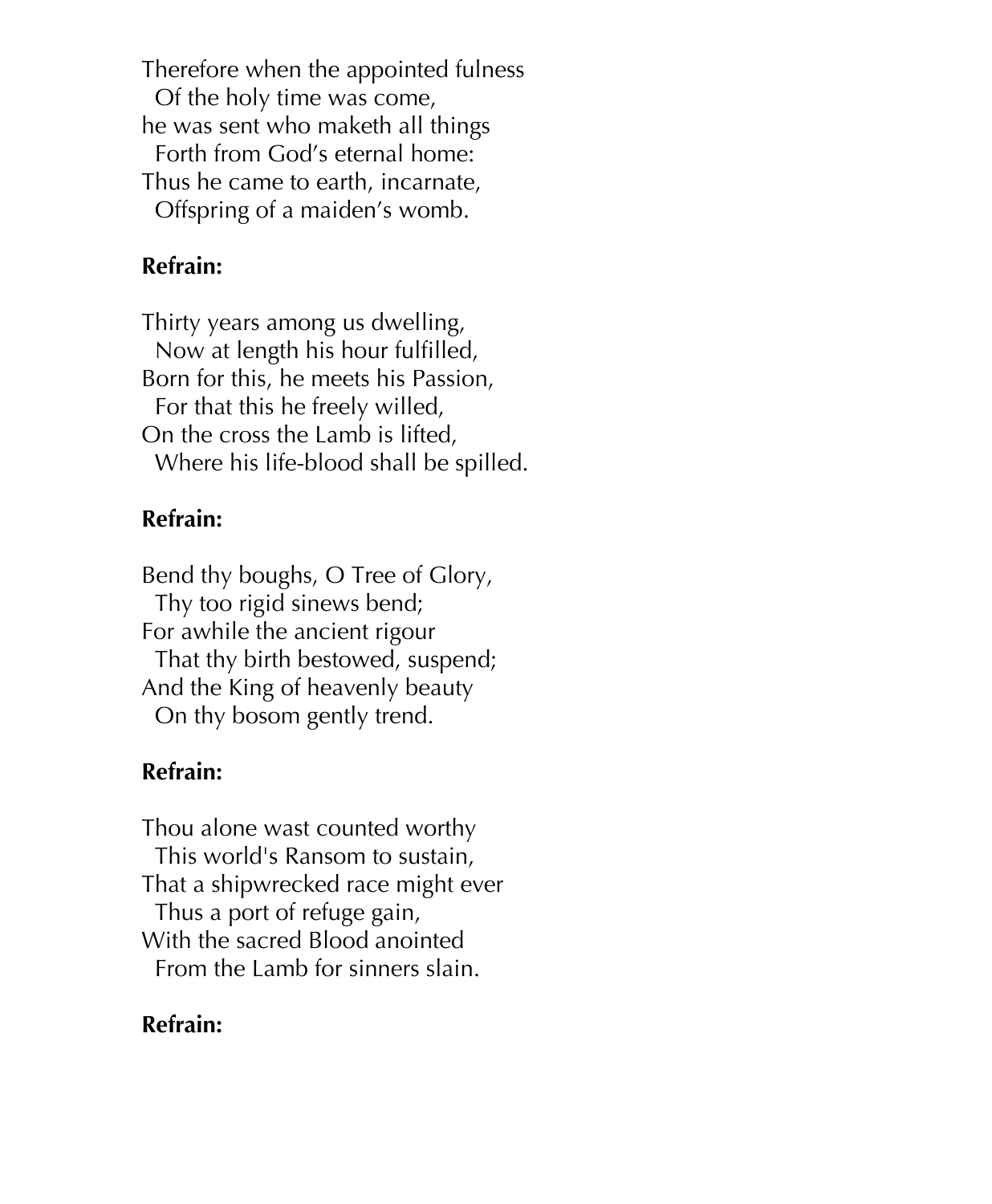Therefore when the appointed fulness
  Of the holy time was come,
he was sent who maketh all things
  Forth from God's eternal home:
Thus he came to earth, incarnate,
  Offspring of a maiden's womb.

**Refrain:**

Thirty years among us dwelling,
  Now at length his hour fulfilled,
Born for this, he meets his Passion,
  For that this he freely willed,
On the cross the Lamb is lifted,
  Where his life-blood shall be spilled.

**Refrain:**

Bend thy boughs, O Tree of Glory,
  Thy too rigid sinews bend;
For awhile the ancient rigour
  That thy birth bestowed, suspend;
And the King of heavenly beauty
  On thy bosom gently trend.

**Refrain:**

Thou alone wast counted worthy
  This world's Ransom to sustain,
That a shipwrecked race might ever
  Thus a port of refuge gain,
With the sacred Blood anointed
  From the Lamb for sinners slain.

**Refrain:**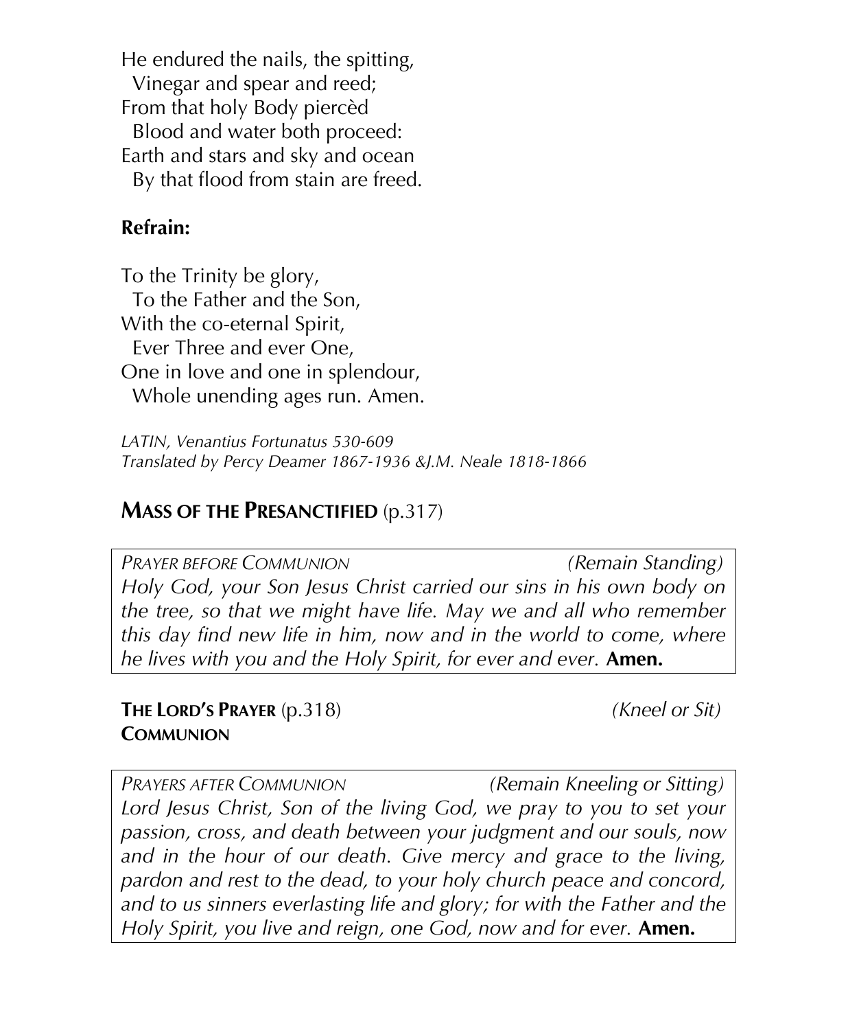He endured the nails, the spitting,  
  Vinegar and spear and reed;  
From that holy Body piercèd  
  Blood and water both proceed:  
Earth and stars and sky and ocean  
  By that flood from stain are freed.

**Refrain:**

To the Trinity be glory,  
  To the Father and the Son,  
With the co-eternal Spirit,  
  Ever Three and ever One,  
One in love and one in splendour,  
  Whole unending ages run. Amen.

*LATIN, Venantius Fortunatus 530-609*  
*Translated by Percy Deamer 1867-1936 &J.M. Neale 1818-1866*

## **MASS OF THE PRESANCTIFIED** (p.317)

*PRAYER BEFORE COMMUNION* *(Remain Standing)*  
*Holy God, your Son Jesus Christ carried our sins in his own body on the tree, so that we might have life. May we and all who remember this day find new life in him, now and in the world to come, where he lives with you and the Holy Spirit, for ever and ever.* **Amen.**

**THE LORD'S PRAYER** (p.318) *(Kneel or Sit)*  
**COMMUNION**

*PRAYERS AFTER COMMUNION* *(Remain Kneeling or Sitting)*  
*Lord Jesus Christ, Son of the living God, we pray to you to set your passion, cross, and death between your judgment and our souls, now and in the hour of our death. Give mercy and grace to the living, pardon and rest to the dead, to your holy church peace and concord, and to us sinners everlasting life and glory; for with the Father and the Holy Spirit, you live and reign, one God, now and for ever.* **Amen.**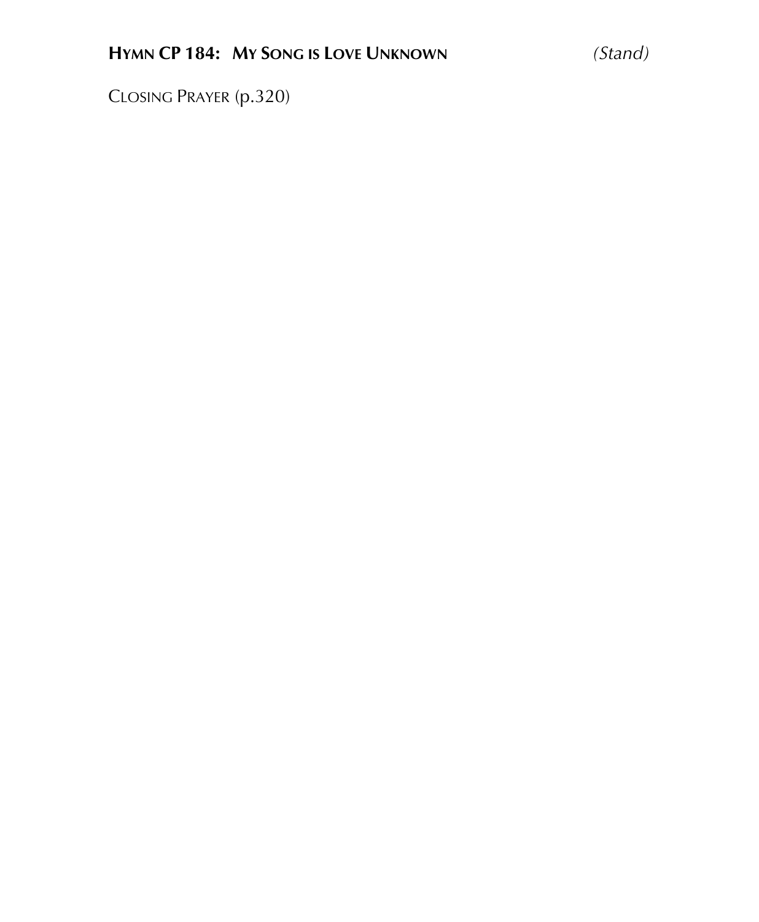**HYMN CP 184: MY SONG IS LOVE UNKNOWN** *(Stand)*

CLOSING PRAYER (p.320)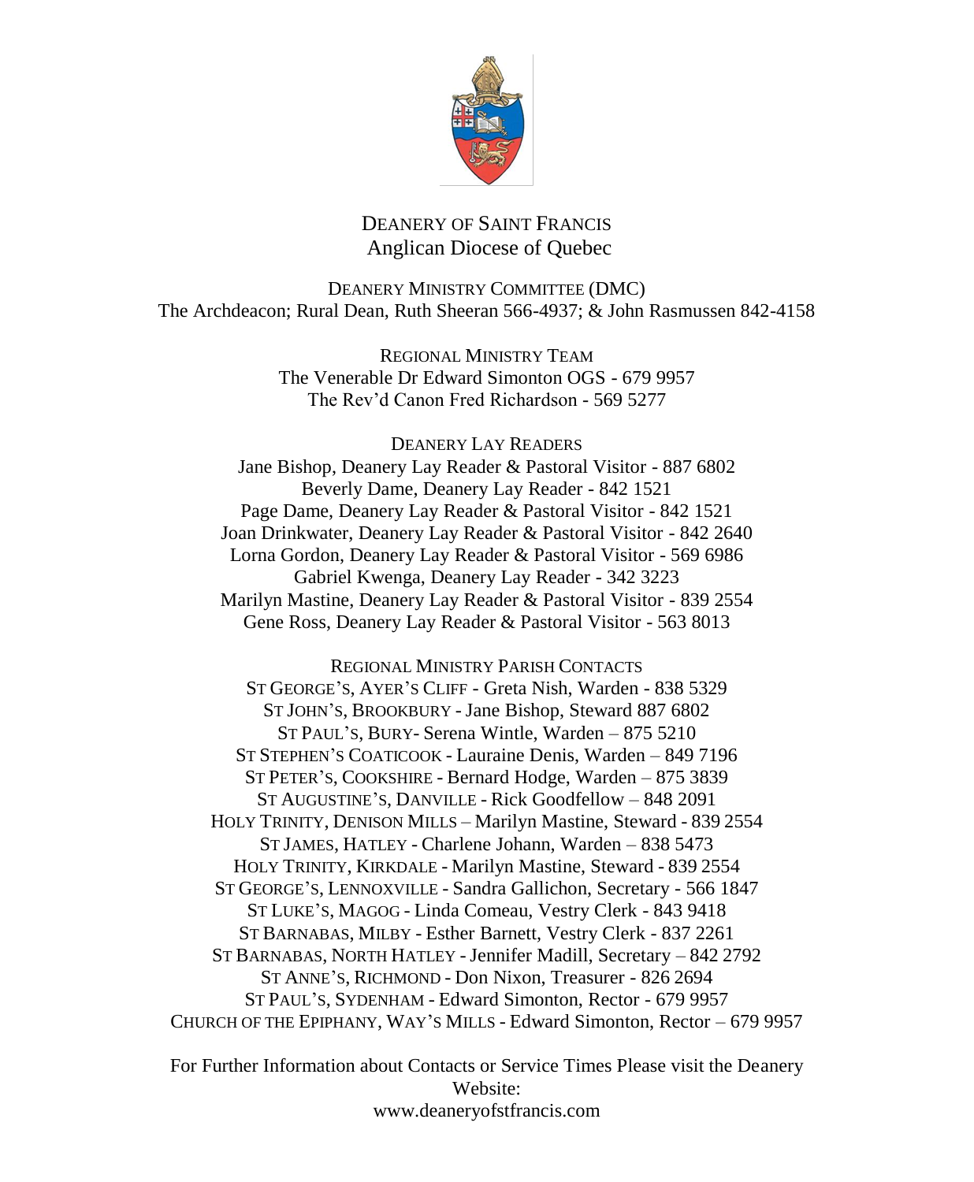# DEANERY OF SAINT FRANCIS

## Anglican Diocese of Quebec

### DEANERY MINISTRY COMMITTEE (DMC)

The Archdeacon; Rural Dean, Ruth Sheeran 566-4937; & John Rasmussen 842-4158

### REGIONAL MINISTRY TEAM

The Venerable Dr Edward Simonton OGS - 679 9957
The Rev'd Canon Fred Richardson - 569 5277

### DEANERY LAY READERS

Jane Bishop, Deanery Lay Reader & Pastoral Visitor - 887 6802
Beverly Dame, Deanery Lay Reader - 842 1521
Page Dame, Deanery Lay Reader & Pastoral Visitor - 842 1521
Joan Drinkwater, Deanery Lay Reader & Pastoral Visitor - 842 2640
Lorna Gordon, Deanery Lay Reader & Pastoral Visitor - 569 6986
Gabriel Kwenga, Deanery Lay Reader - 342 3223
Marilyn Mastine, Deanery Lay Reader & Pastoral Visitor - 839 2554
Gene Ross, Deanery Lay Reader & Pastoral Visitor - 563 8013

### REGIONAL MINISTRY PARISH CONTACTS

ST GEORGE'S, AYER'S CLIFF - Greta Nish, Warden - 838 5329
ST JOHN'S, BROOKBURY - Jane Bishop, Steward 887 6802
ST PAUL'S, BURY- Serena Wintle, Warden – 875 5210
ST STEPHEN'S COATICOOK - Lauraine Denis, Warden – 849 7196
ST PETER'S, COOKSHIRE - Bernard Hodge, Warden – 875 3839
ST AUGUSTINE'S, DANVILLE - Rick Goodfellow – 848 2091
HOLY TRINITY, DENISON MILLS – Marilyn Mastine, Steward - 839 2554
ST JAMES, HATLEY - Charlene Johann, Warden – 838 5473
HOLY TRINITY, KIRKDALE - Marilyn Mastine, Steward - 839 2554
ST GEORGE'S, LENNOXVILLE - Sandra Gallichon, Secretary - 566 1847
ST LUKE'S, MAGOG - Linda Comeau, Vestry Clerk - 843 9418
ST BARNABAS, MILBY - Esther Barnett, Vestry Clerk - 837 2261
ST BARNABAS, NORTH HATLEY - Jennifer Madill, Secretary – 842 2792
ST ANNE'S, RICHMOND - Don Nixon, Treasurer - 826 2694
ST PAUL'S, SYDENHAM - Edward Simonton, Rector - 679 9957
CHURCH OF THE EPIPHANY, WAY'S MILLS - Edward Simonton, Rector – 679 9957

For Further Information about Contacts or Service Times Please visit the Deanery Website:
www.deaneryofstfrancis.com